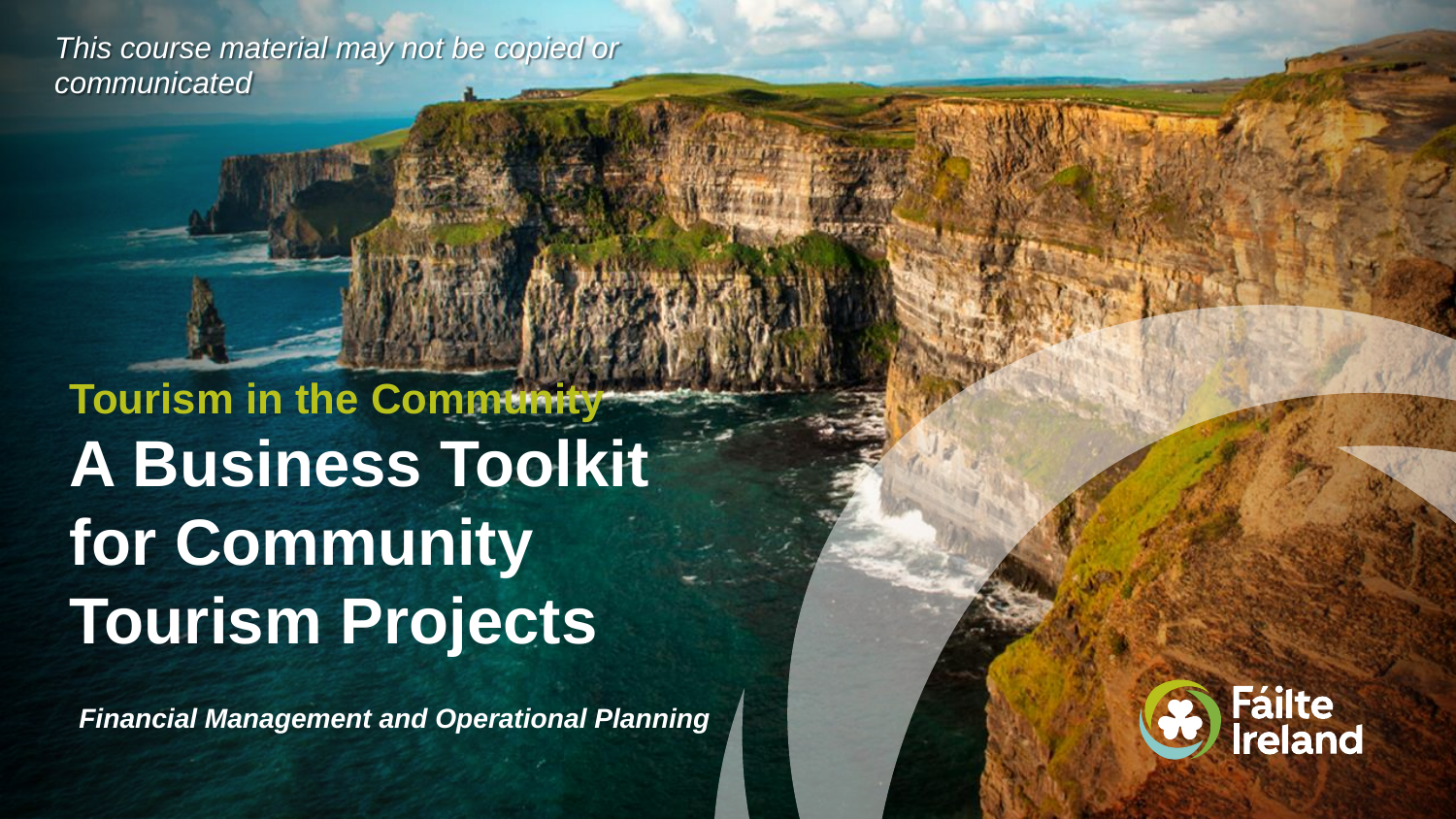*This course material may not be copied or communicated*

**Tourism in the Community**

# A Business Toolkit for Community Tourism Projects

***Financial Management and Operational Planning***

Fáilte Ireland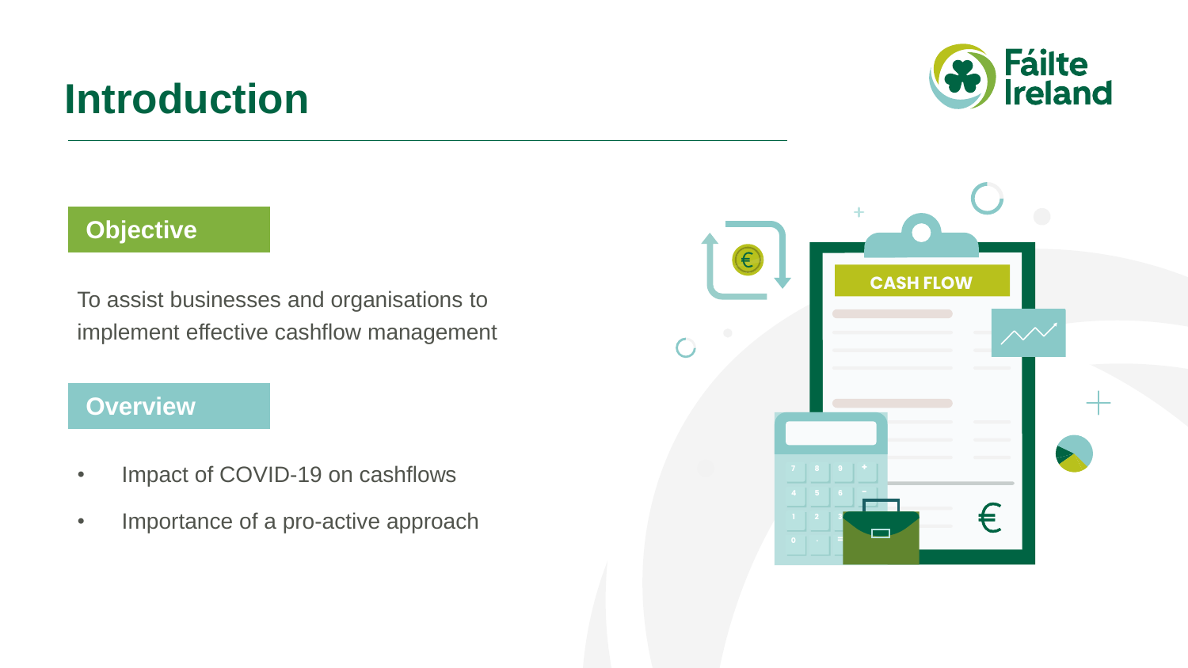# Introduction

## Objective

To assist businesses and organisations to implement effective cashflow management

## Overview

- Impact of COVID-19 on cashflows
- Importance of a pro-active approach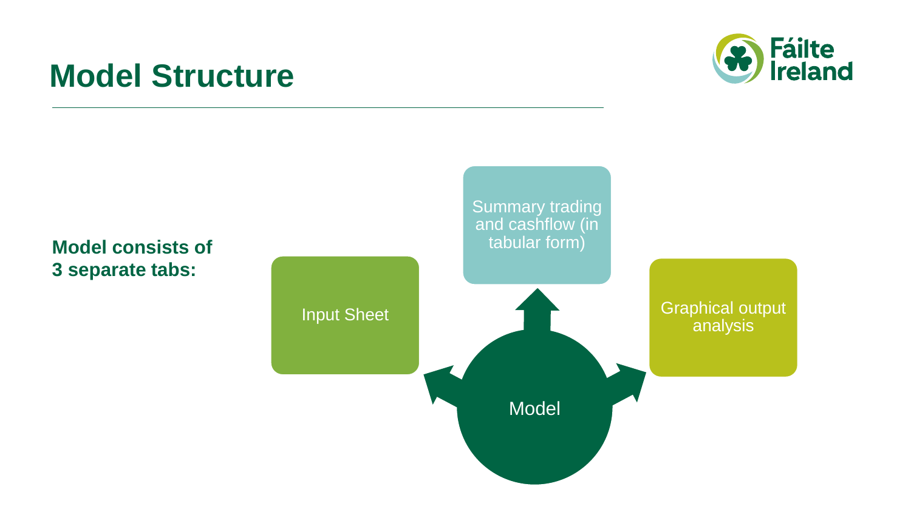# Model Structure

**Model consists of 3 separate tabs:**

- Input Sheet
- Summary trading and cashflow (in tabular form)
- Graphical output analysis

Model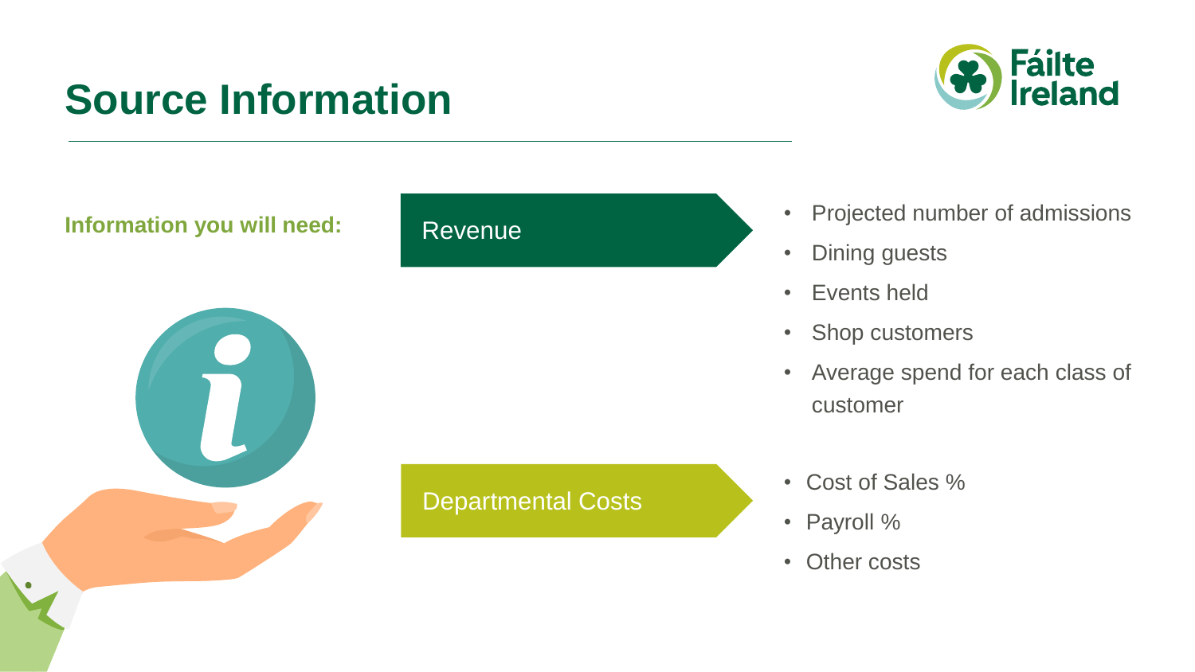# Source Information

**Information you will need:**

## Revenue

- Projected number of admissions
- Dining guests
- Events held
- Shop customers
- Average spend for each class of customer

## Departmental Costs

- Cost of Sales %
- Payroll %
- Other costs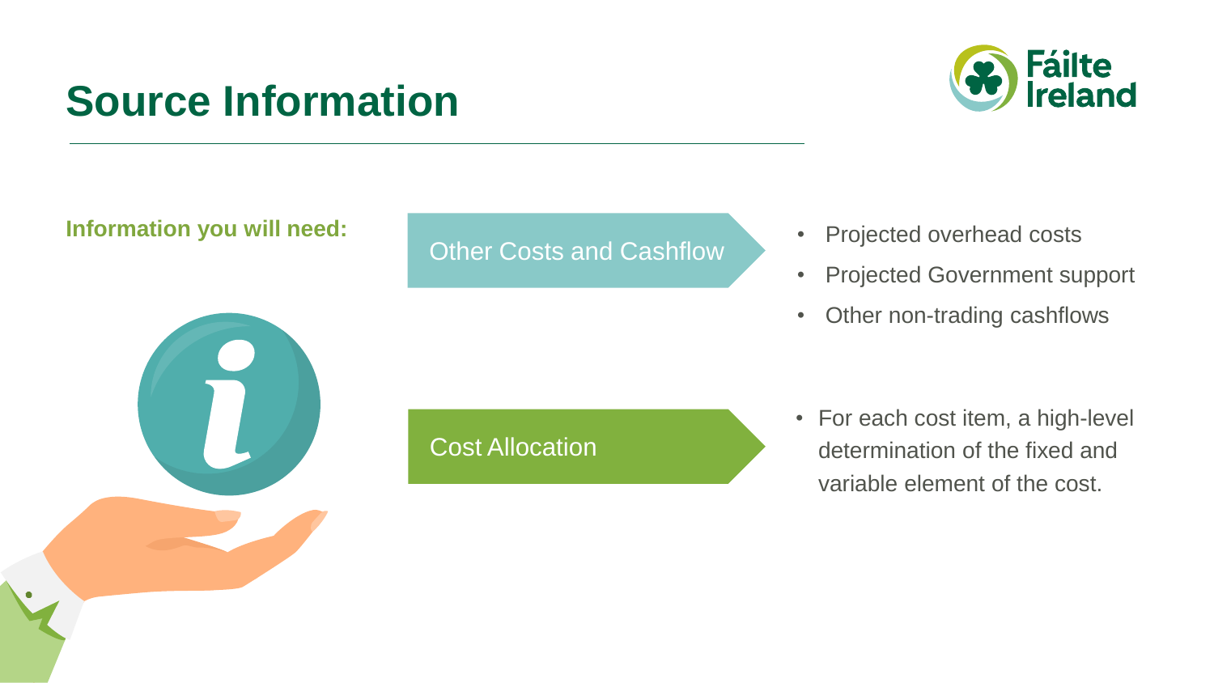# Source Information

**Information you will need:**

**Other Costs and Cashflow**

- Projected overhead costs
- Projected Government support
- Other non-trading cashflows

**Cost Allocation**

- For each cost item, a high-level determination of the fixed and variable element of the cost.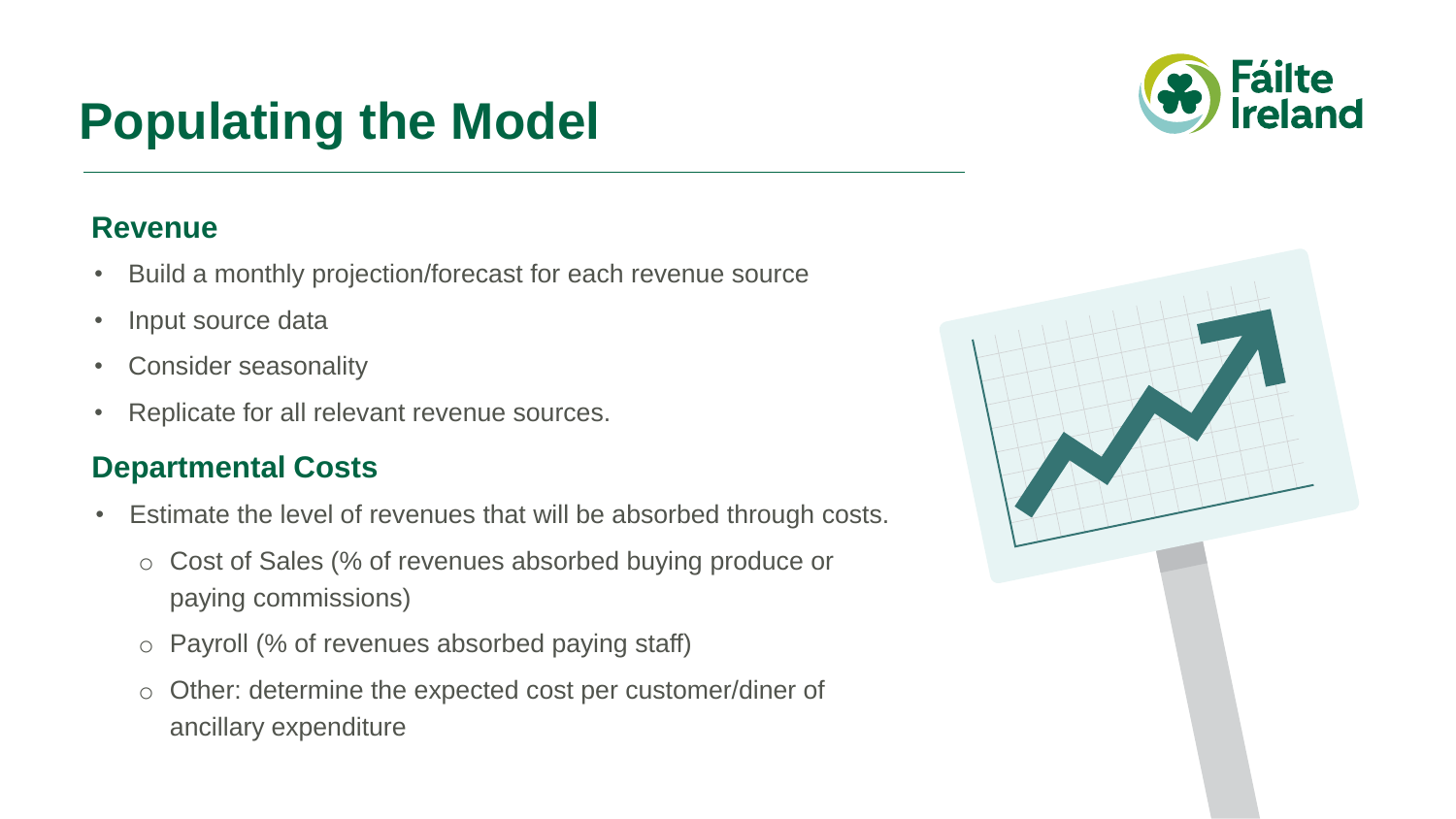# Populating the Model

## Revenue

- Build a monthly projection/forecast for each revenue source
- Input source data
- Consider seasonality
- Replicate for all relevant revenue sources.

## Departmental Costs

- Estimate the level of revenues that will be absorbed through costs.
  - Cost of Sales (% of revenues absorbed buying produce or paying commissions)
  - Payroll (% of revenues absorbed paying staff)
  - Other: determine the expected cost per customer/diner of ancillary expenditure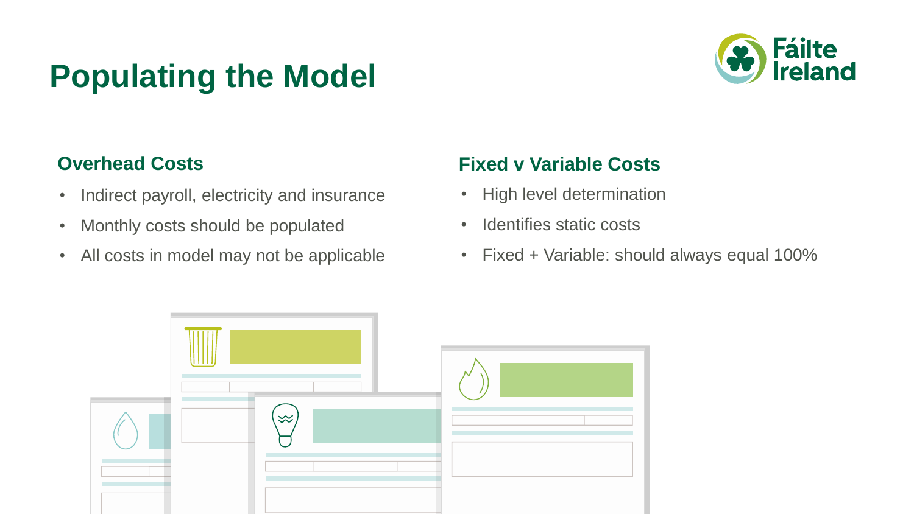# Populating the Model

## Overhead Costs

- Indirect payroll, electricity and insurance
- Monthly costs should be populated
- All costs in model may not be applicable

## Fixed v Variable Costs

- High level determination
- Identifies static costs
- Fixed + Variable: should always equal 100%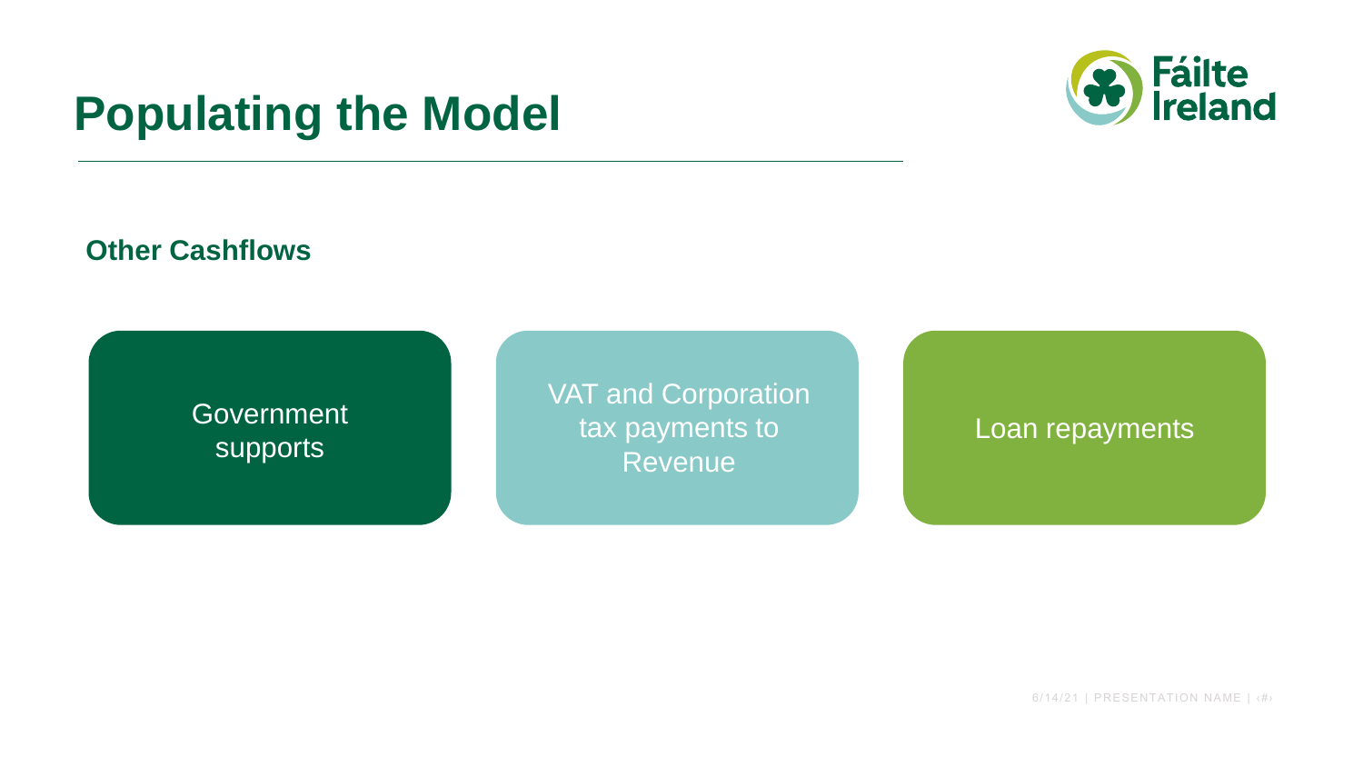# Populating the Model

## Other Cashflows

- Government supports
- VAT and Corporation tax payments to Revenue
- Loan repayments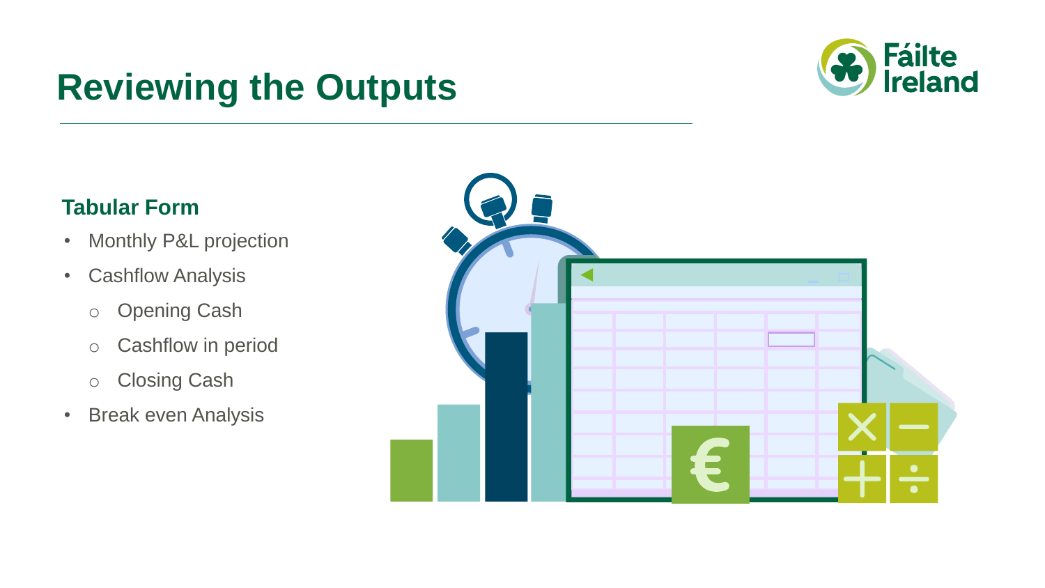# Reviewing the Outputs

### Tabular Form

- Monthly P&L projection
- Cashflow Analysis
  - Opening Cash
  - Cashflow in period
  - Closing Cash
- Break even Analysis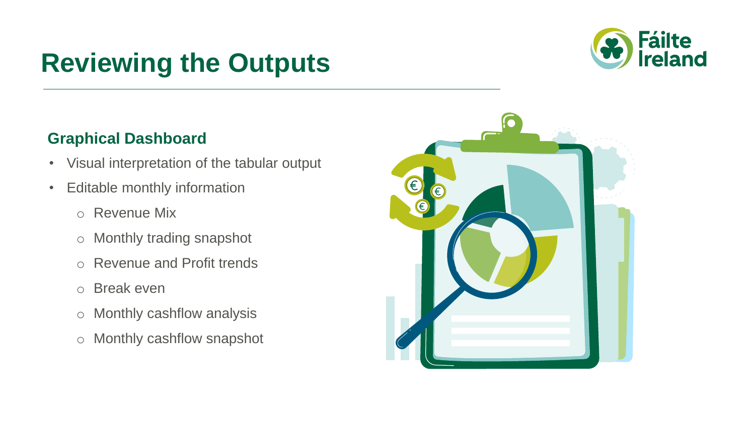# Reviewing the Outputs

## Graphical Dashboard

- Visual interpretation of the tabular output
- Editable monthly information
  - Revenue Mix
  - Monthly trading snapshot
  - Revenue and Profit trends
  - Break even
  - Monthly cashflow analysis
  - Monthly cashflow snapshot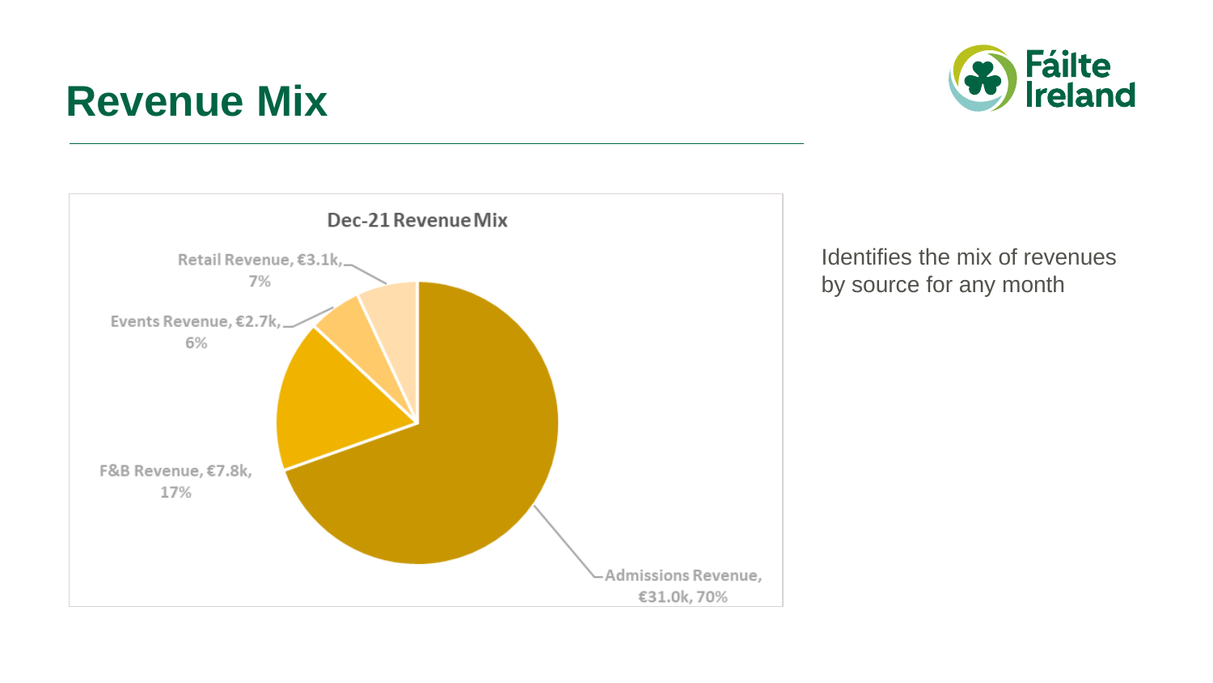# Revenue Mix

**Dec-21 Revenue Mix**

- Retail Revenue, €3.1k, 7%
- Events Revenue, €2.7k, 6%
- F&B Revenue, €7.8k, 17%
- Admissions Revenue, €31.0k, 70%

Identifies the mix of revenues by source for any month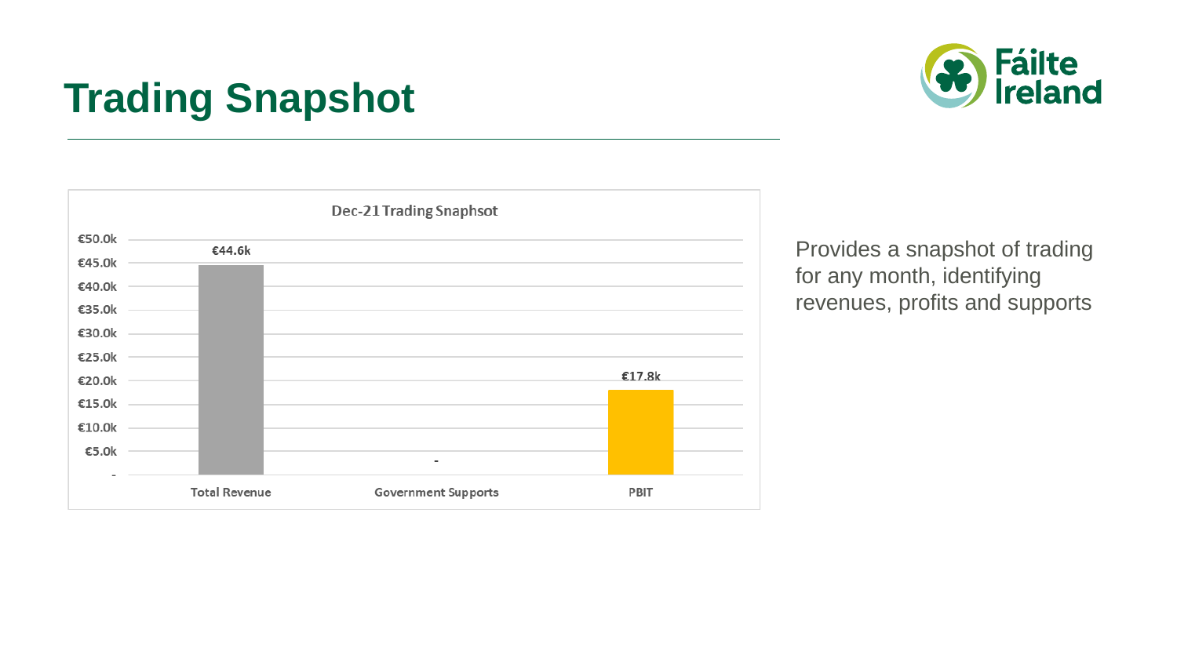# Trading Snapshot

**Dec-21 Trading Snaphsot**

| | Total Revenue | Government Supports | PBIT |
|---|---|---|---|
| Value | €44.6k | - | €17.8k |

Provides a snapshot of trading for any month, identifying revenues, profits and supports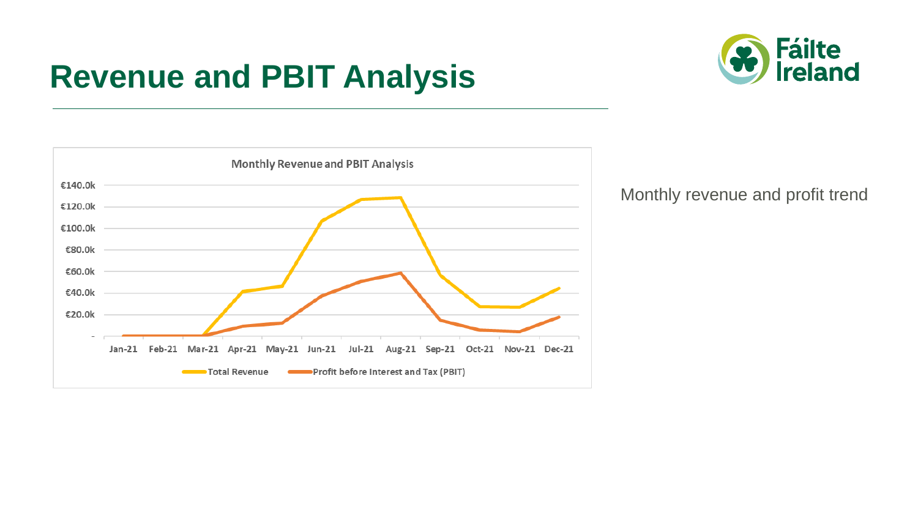# Revenue and PBIT Analysis

**Monthly Revenue and PBIT Analysis**

€140.0k
€120.0k
€100.0k
€80.0k
€60.0k
€40.0k
€20.0k
-

Jan-21 Feb-21 Mar-21 Apr-21 May-21 Jun-21 Jul-21 Aug-21 Sep-21 Oct-21 Nov-21 Dec-21

Total Revenue — Profit before Interest and Tax (PBIT)

Monthly revenue and profit trend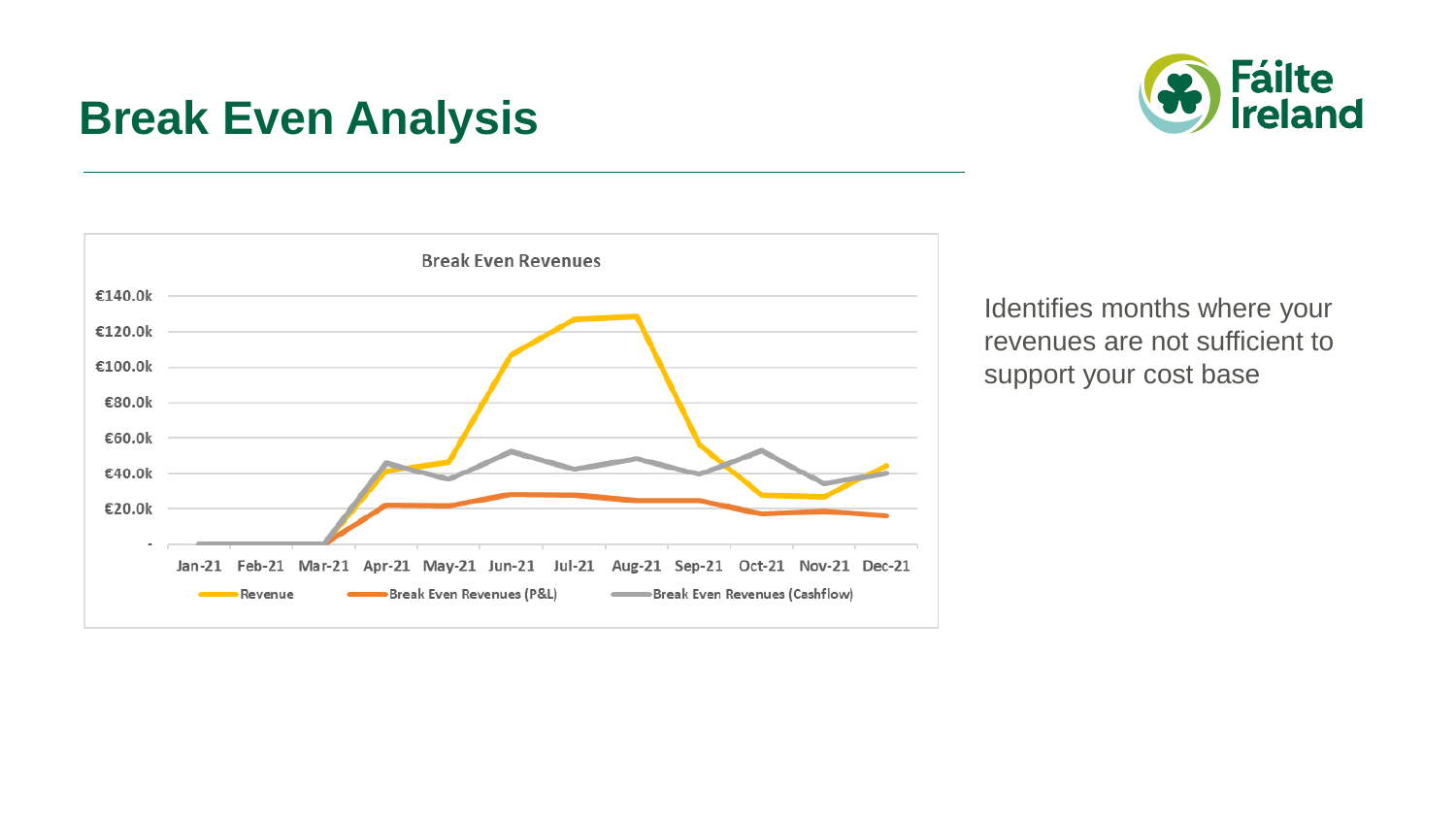# Break Even Analysis

Break Even Revenues

Identifies months where your revenues are not sufficient to support your cost base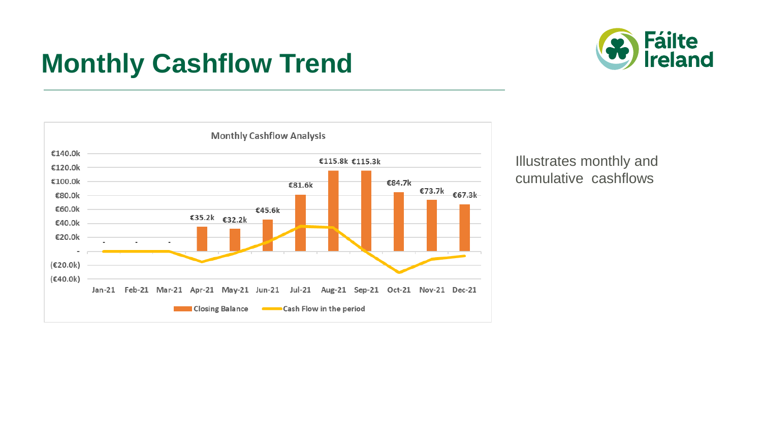# Monthly Cashflow Trend

**Monthly Cashflow Analysis**

| | Jan-21 | Feb-21 | Mar-21 | Apr-21 | May-21 | Jun-21 | Jul-21 | Aug-21 | Sep-21 | Oct-21 | Nov-21 | Dec-21 |
|---|---|---|---|---|---|---|---|---|---|---|---|---|
| Closing Balance | - | - | - | €35.2k | €32.2k | €45.6k | €81.6k | €115.8k | €115.3k | €84.7k | €73.7k | €67.3k |

Legend: Closing Balance; Cash Flow in the period

Illustrates monthly and cumulative cashflows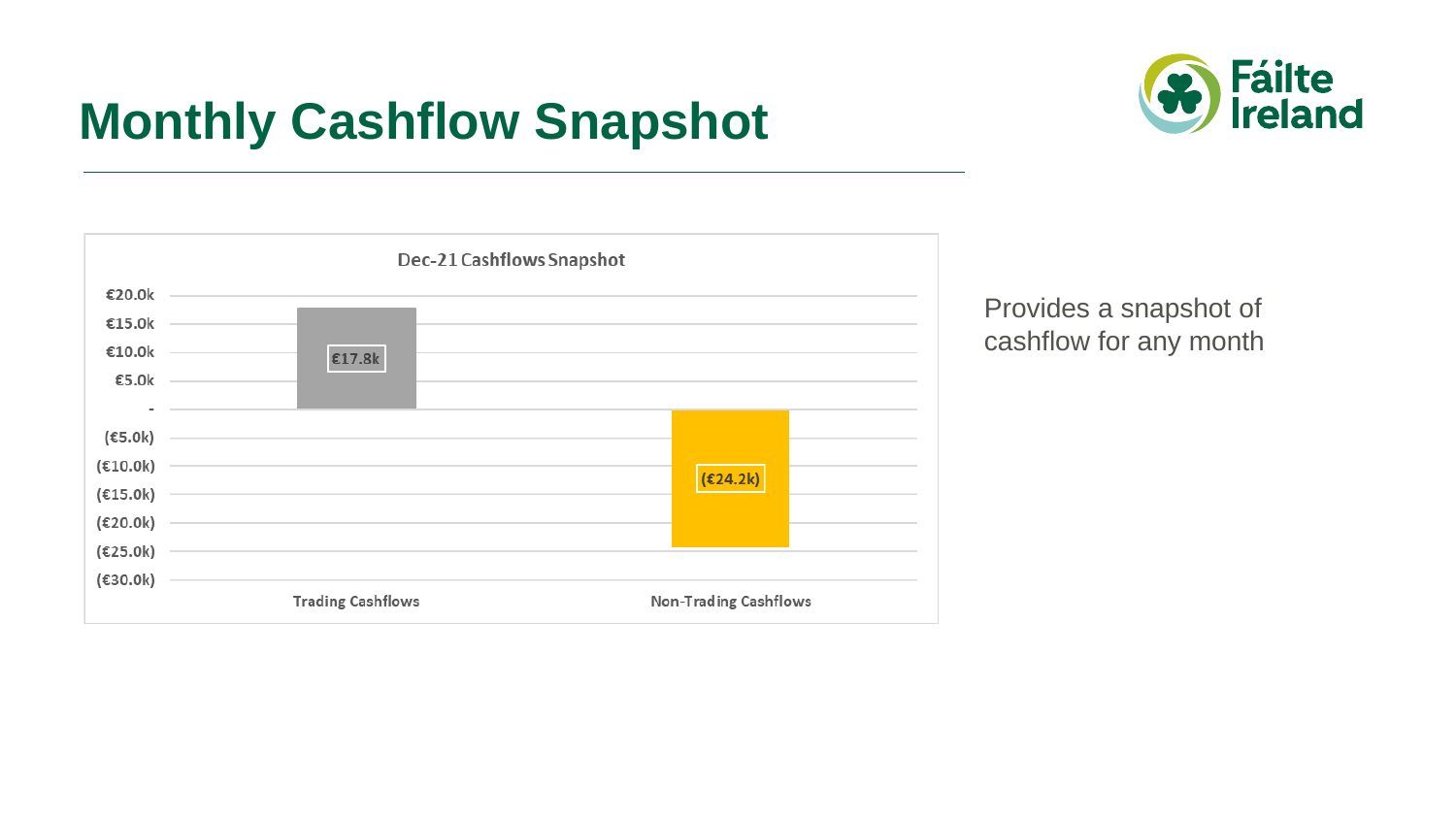# Monthly Cashflow Snapshot

**Dec-21 Cashflows Snapshot**

| Category | Value |
| --- | --- |
| Trading Cashflows | €17.8k |
| Non-Trading Cashflows | (€24.2k) |

Provides a snapshot of cashflow for any month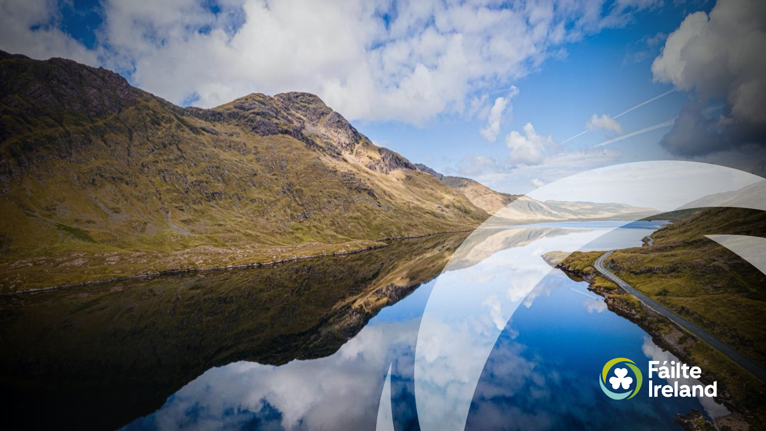Fáilte Ireland